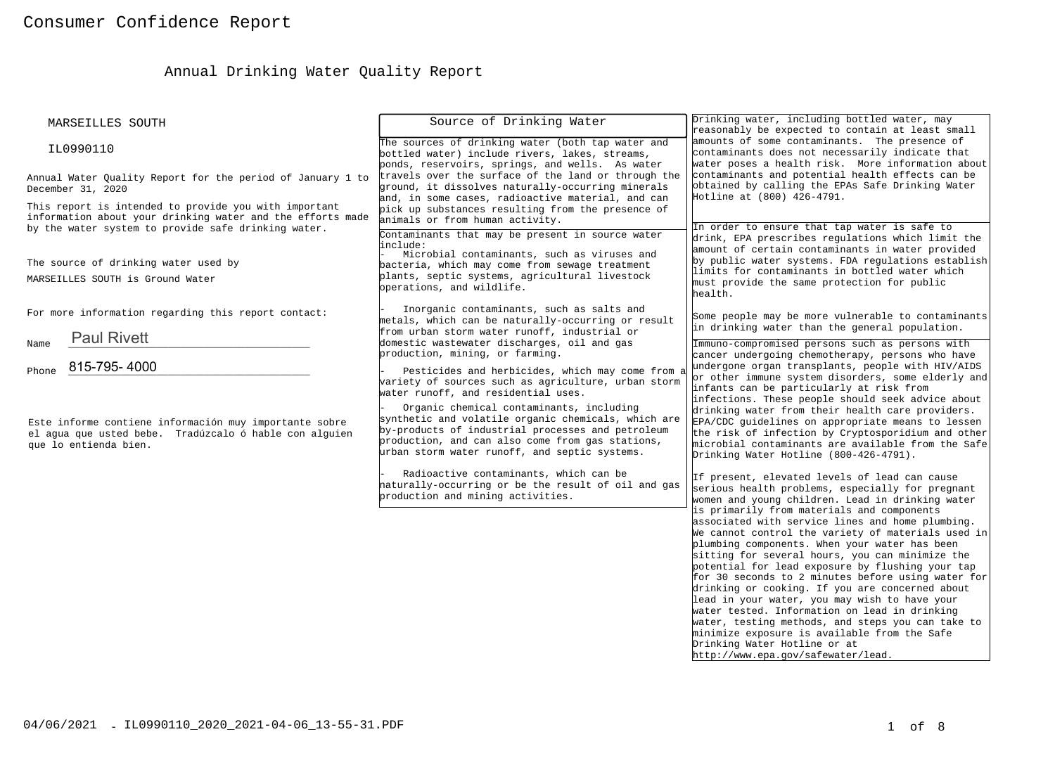# Consumer Confidence Report

## Annual Drinking Water Quality Report

MARSEILLES SOUTH

IL0990110

Annual Water Quality Report for the period of January 1 to December 31, 2020

This report is intended to provide you with important information about your drinking water and the efforts made by the water system to provide safe drinking water.

The source of drinking water used by MARSEILLES SOUTH is Ground Water

For more information regarding this report contact:

Name Paul Rivett

Phone 815-795- 4000

Este informe contiene información muy importante sobre el agua que usted bebe. Tradúzcalo ó hable con alguien que lo entienda bien.

### Source of Drinking Water

The sources of drinking water (both tap water and bottled water) include rivers, lakes, streams, ponds, reservoirs, springs, and wells. As water travels over the surface of the land or through the ground, it dissolves naturally-occurring minerals and, in some cases, radioactive material, and can pick up substances resulting from the presence of animals or from human activity.

Contaminants that may be present in source water include:

- Microbial contaminants, such as viruses and bacteria, which may come from sewage treatment plants, septic systems, agricultural livestock operations, and wildlife.
- Inorganic contaminants, such as salts and metals, which can be naturally-occurring or result from urban storm water runoff, industrial or domestic wastewater discharges, oil and gas production, mining, or farming.
- Pesticides and herbicides, which may come from a variety of sources such as agriculture, urban storm water runoff, and residential uses.
- Organic chemical contaminants, including synthetic and volatile organic chemicals, which are by-products of industrial processes and petroleum production, and can also come from gas stations, urban storm water runoff, and septic systems.
- Radioactive contaminants, which can be naturally-occurring or be the result of oil and gas production and mining activities.

Drinking water, including bottled water, may reasonably be expected to contain at least small amounts of some contaminants. The presence of contaminants does not necessarily indicate that water poses a health risk. More information about contaminants and potential health effects can be obtained by calling the EPAs Safe Drinking Water Hotline at (800) 426-4791.

In order to ensure that tap water is safe to drink, EPA prescribes regulations which limit the amount of certain contaminants in water provided by public water systems. FDA regulations establish limits for contaminants in bottled water which must provide the same protection for public health.

Some people may be more vulnerable to contaminants in drinking water than the general population.

Immuno-compromised persons such as persons with cancer undergoing chemotherapy, persons who have undergone organ transplants, people with HIV/AIDS or other immune system disorders, some elderly and infants can be particularly at risk from infections. These people should seek advice about drinking water from their health care providers. EPA/CDC guidelines on appropriate means to lessen the risk of infection by Cryptosporidium and other microbial contaminants are available from the Safe Drinking Water Hotline (800-426-4791).

If present, elevated levels of lead can cause serious health problems, especially for pregnant women and young children. Lead in drinking water is primarily from materials and components associated with service lines and home plumbing. We cannot control the variety of materials used in plumbing components. When your water has been sitting for several hours, you can minimize the potential for lead exposure by flushing your tap for 30 seconds to 2 minutes before using water for drinking or cooking. If you are concerned about lead in your water, you may wish to have your water tested. Information on lead in drinking water, testing methods, and steps you can take to minimize exposure is available from the Safe Drinking Water Hotline or at http://www.epa.gov/safewater/lead.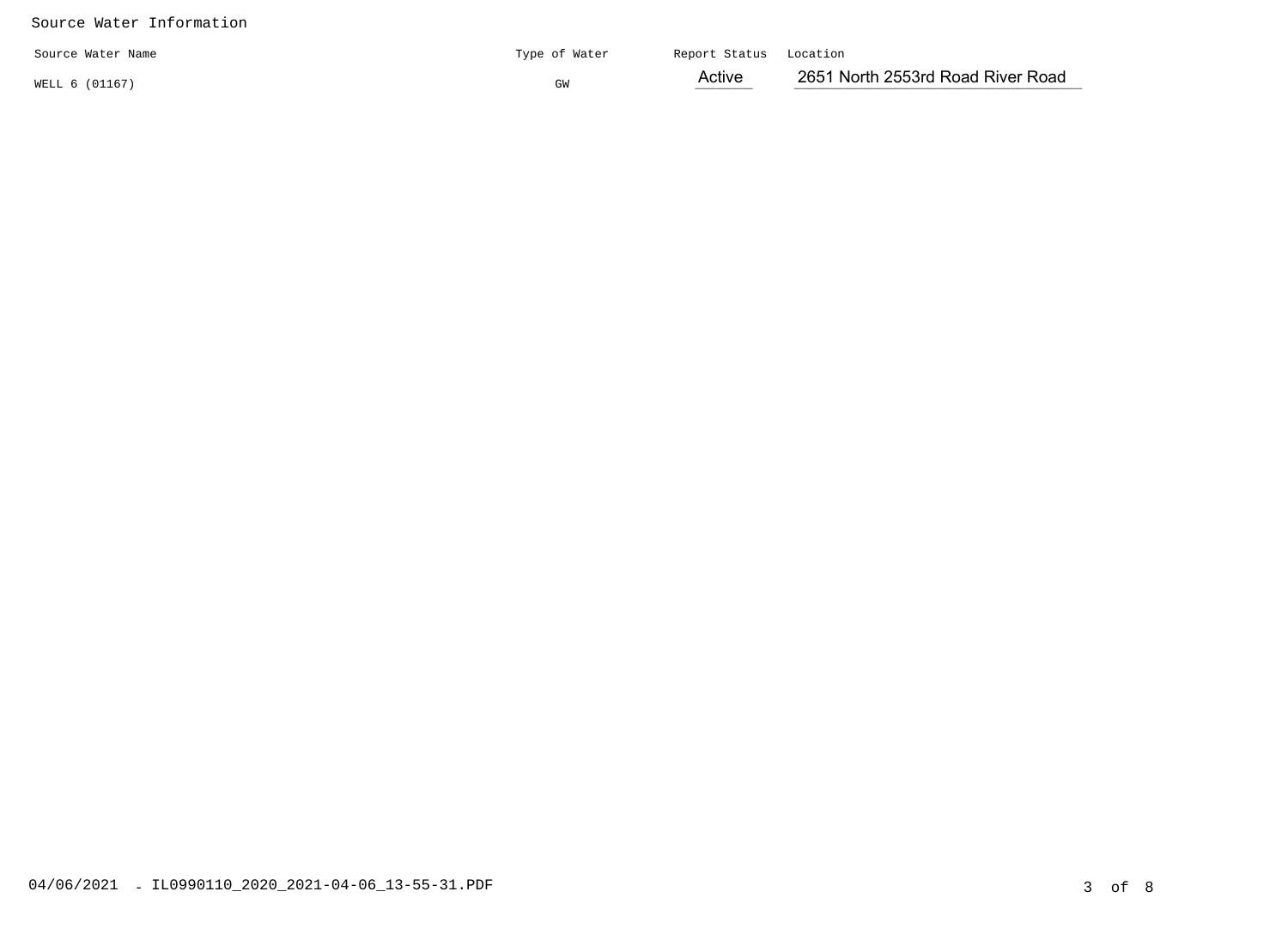Source Water Information

| Source Water Name | Type of Water | Report Status | Location |
|---|---|---|---|
| WELL 6 (01167) | GW | Active | 2651 North 2553rd Road River Road |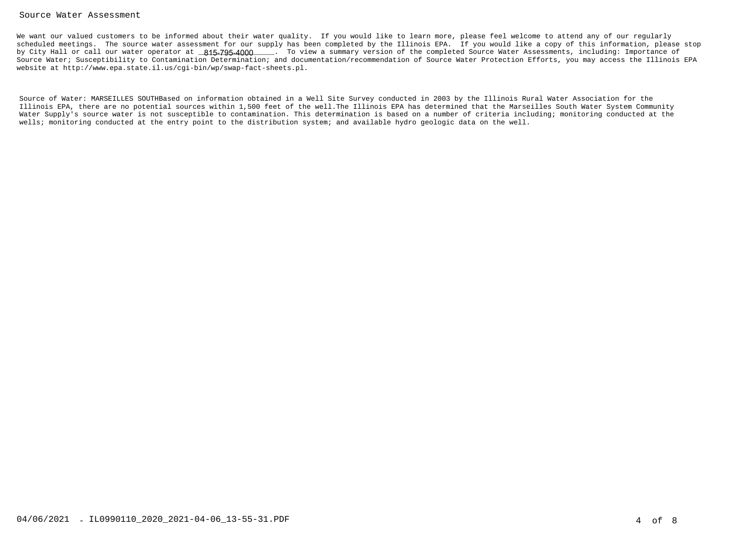## Source Water Assessment

We want our valued customers to be informed about their water quality. If you would like to learn more, please feel welcome to attend any of our regularly scheduled meetings. The source water assessment for our supply has been completed by the Illinois EPA. If you would like a copy of this information, please stop by City Hall or call our water operator at _815-795-4000_____. To view a summary version of the completed Source Water Assessments, including: Importance of Source Water; Susceptibility to Contamination Determination; and documentation/recommendation of Source Water Protection Efforts, you may access the Illinois EPA website at http://www.epa.state.il.us/cgi-bin/wp/swap-fact-sheets.pl.

Source of Water: MARSEILLES SOUTHBased on information obtained in a Well Site Survey conducted in 2003 by the Illinois Rural Water Association for the Illinois EPA, there are no potential sources within 1,500 feet of the well.The Illinois EPA has determined that the Marseilles South Water System Community Water Supply's source water is not susceptible to contamination. This determination is based on a number of criteria including; monitoring conducted at the wells; monitoring conducted at the entry point to the distribution system; and available hydro geologic data on the well.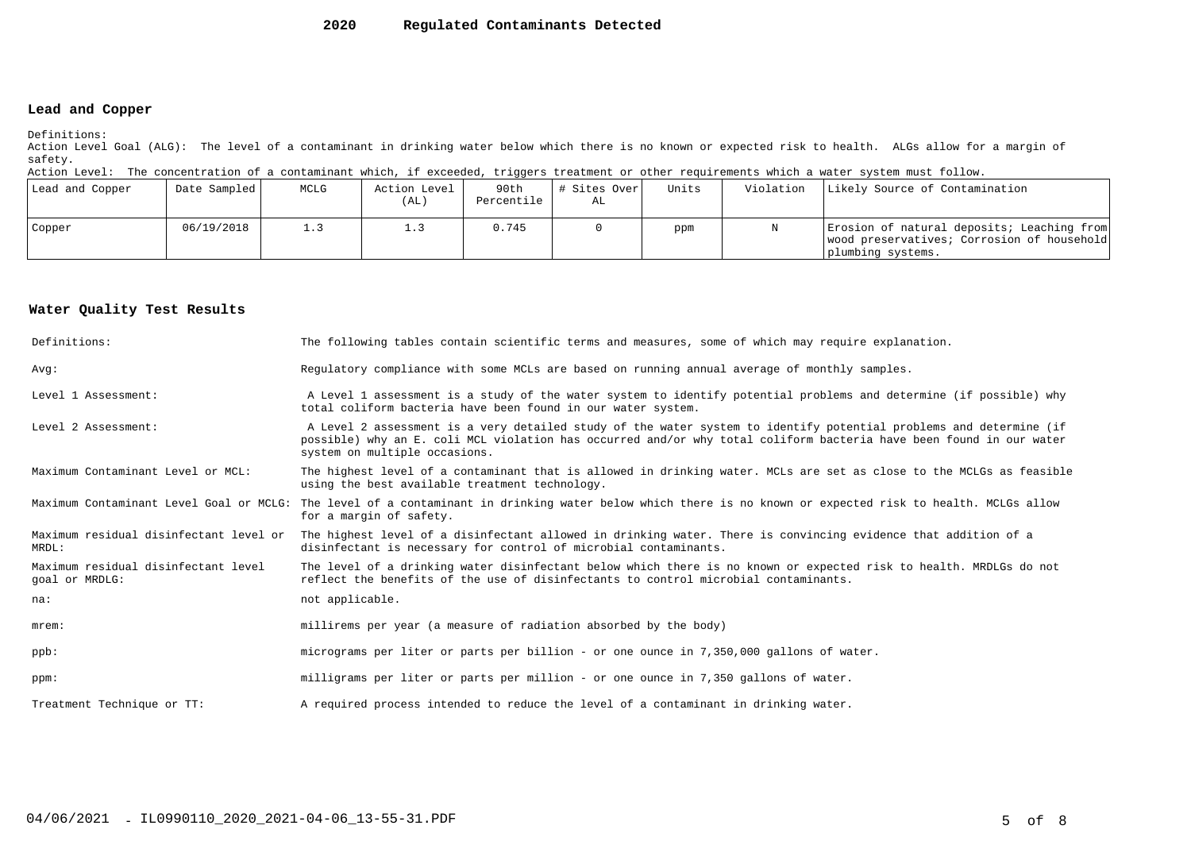# 2020 Regulated Contaminants Detected

## Lead and Copper

Definitions:
Action Level Goal (ALG): The level of a contaminant in drinking water below which there is no known or expected risk to health. ALGs allow for a margin of safety.
Action Level: The concentration of a contaminant which, if exceeded, triggers treatment or other requirements which a water system must follow.

| Lead and Copper | Date Sampled | MCLG | Action Level (AL) | 90th Percentile | # Sites Over AL | Units | Violation | Likely Source of Contamination |
|---|---|---|---|---|---|---|---|---|
| Copper | 06/19/2018 | 1.3 | 1.3 | 0.745 | 0 | ppm | N | Erosion of natural deposits; Leaching from wood preservatives; Corrosion of household plumbing systems. |

## Water Quality Test Results

| | |
|---|---|
| Definitions: | The following tables contain scientific terms and measures, some of which may require explanation. |
| Avg: | Regulatory compliance with some MCLs are based on running annual average of monthly samples. |
| Level 1 Assessment: | A Level 1 assessment is a study of the water system to identify potential problems and determine (if possible) why total coliform bacteria have been found in our water system. |
| Level 2 Assessment: | A Level 2 assessment is a very detailed study of the water system to identify potential problems and determine (if possible) why an E. coli MCL violation has occurred and/or why total coliform bacteria have been found in our water system on multiple occasions. |
| Maximum Contaminant Level or MCL: | The highest level of a contaminant that is allowed in drinking water. MCLs are set as close to the MCLGs as feasible using the best available treatment technology. |
| Maximum Contaminant Level Goal or MCLG: | The level of a contaminant in drinking water below which there is no known or expected risk to health. MCLGs allow for a margin of safety. |
| Maximum residual disinfectant level or MRDL: | The highest level of a disinfectant allowed in drinking water. There is convincing evidence that addition of a disinfectant is necessary for control of microbial contaminants. |
| Maximum residual disinfectant level goal or MRDLG: | The level of a drinking water disinfectant below which there is no known or expected risk to health. MRDLGs do not reflect the benefits of the use of disinfectants to control microbial contaminants. |
| na: | not applicable. |
| mrem: | millirems per year (a measure of radiation absorbed by the body) |
| ppb: | micrograms per liter or parts per billion - or one ounce in 7,350,000 gallons of water. |
| ppm: | milligrams per liter or parts per million - or one ounce in 7,350 gallons of water. |
| Treatment Technique or TT: | A required process intended to reduce the level of a contaminant in drinking water. |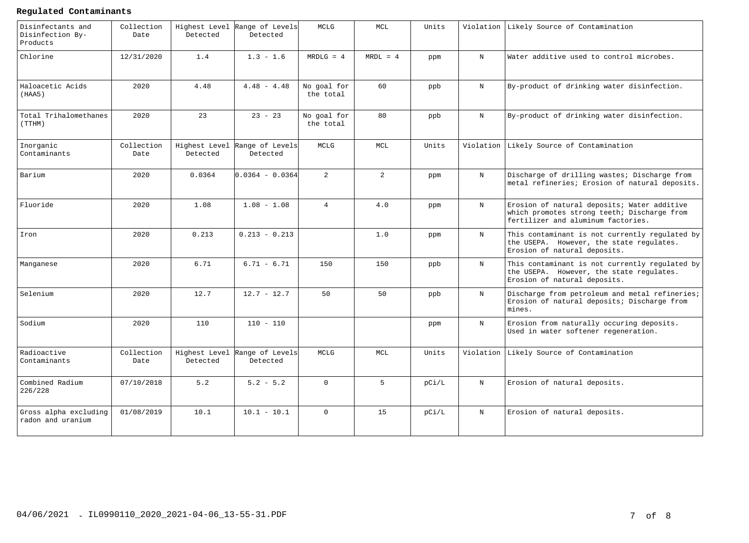### Regulated Contaminants

| Disinfectants and Disinfection By-Products | Collection Date | Highest Level Detected | Range of Levels Detected | MCLG | MCL | Units | Violation | Likely Source of Contamination |
|---|---|---|---|---|---|---|---|---|
| Chlorine | 12/31/2020 | 1.4 | 1.3 - 1.6 | MRDLG = 4 | MRDL = 4 | ppm | N | Water additive used to control microbes. |
| Haloacetic Acids (HAA5) | 2020 | 4.48 | 4.48 - 4.48 | No goal for the total | 60 | ppb | N | By-product of drinking water disinfection. |
| Total Trihalomethanes (TTHM) | 2020 | 23 | 23 - 23 | No goal for the total | 80 | ppb | N | By-product of drinking water disinfection. |
| **Inorganic Contaminants** | **Collection Date** | **Highest Level Detected** | **Range of Levels Detected** | **MCLG** | **MCL** | **Units** | **Violation** | **Likely Source of Contamination** |
| Barium | 2020 | 0.0364 | 0.0364 - 0.0364 | 2 | 2 | ppm | N | Discharge of drilling wastes; Discharge from metal refineries; Erosion of natural deposits. |
| Fluoride | 2020 | 1.08 | 1.08 - 1.08 | 4 | 4.0 | ppm | N | Erosion of natural deposits; Water additive which promotes strong teeth; Discharge from fertilizer and aluminum factories. |
| Iron | 2020 | 0.213 | 0.213 - 0.213 | | 1.0 | ppm | N | This contaminant is not currently regulated by the USEPA. However, the state regulates. Erosion of natural deposits. |
| Manganese | 2020 | 6.71 | 6.71 - 6.71 | 150 | 150 | ppb | N | This contaminant is not currently regulated by the USEPA. However, the state regulates. Erosion of natural deposits. |
| Selenium | 2020 | 12.7 | 12.7 - 12.7 | 50 | 50 | ppb | N | Discharge from petroleum and metal refineries; Erosion of natural deposits; Discharge from mines. |
| Sodium | 2020 | 110 | 110 - 110 | | | ppm | N | Erosion from naturally occuring deposits. Used in water softener regeneration. |
| **Radioactive Contaminants** | **Collection Date** | **Highest Level Detected** | **Range of Levels Detected** | **MCLG** | **MCL** | **Units** | **Violation** | **Likely Source of Contamination** |
| Combined Radium 226/228 | 07/10/2018 | 5.2 | 5.2 - 5.2 | 0 | 5 | pCi/L | N | Erosion of natural deposits. |
| Gross alpha excluding radon and uranium | 01/08/2019 | 10.1 | 10.1 - 10.1 | 0 | 15 | pCi/L | N | Erosion of natural deposits. |

04/06/2021 - IL0990110_2020_2021-04-06_13-55-31.PDF